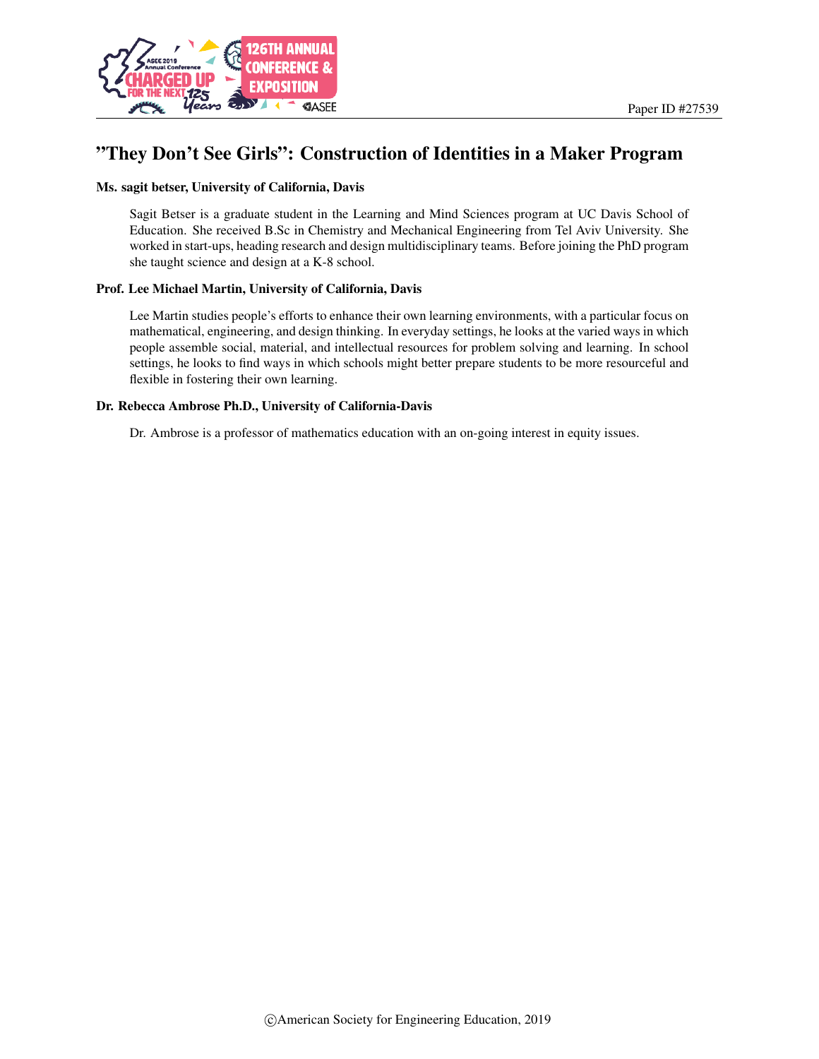# "They Don't See Girls": Construction of Identities in a Maker Program

**Ms. sagit betser, University of California, Davis**

Sagit Betser is a graduate student in the Learning and Mind Sciences program at UC Davis School of Education. She received B.Sc in Chemistry and Mechanical Engineering from Tel Aviv University. She worked in start-ups, heading research and design multidisciplinary teams. Before joining the PhD program she taught science and design at a K-8 school.

**Prof. Lee Michael Martin, University of California, Davis**

Lee Martin studies people's efforts to enhance their own learning environments, with a particular focus on mathematical, engineering, and design thinking. In everyday settings, he looks at the varied ways in which people assemble social, material, and intellectual resources for problem solving and learning. In school settings, he looks to find ways in which schools might better prepare students to be more resourceful and flexible in fostering their own learning.

**Dr. Rebecca Ambrose Ph.D., University of California-Davis**

Dr. Ambrose is a professor of mathematics education with an on-going interest in equity issues.

©American Society for Engineering Education, 2019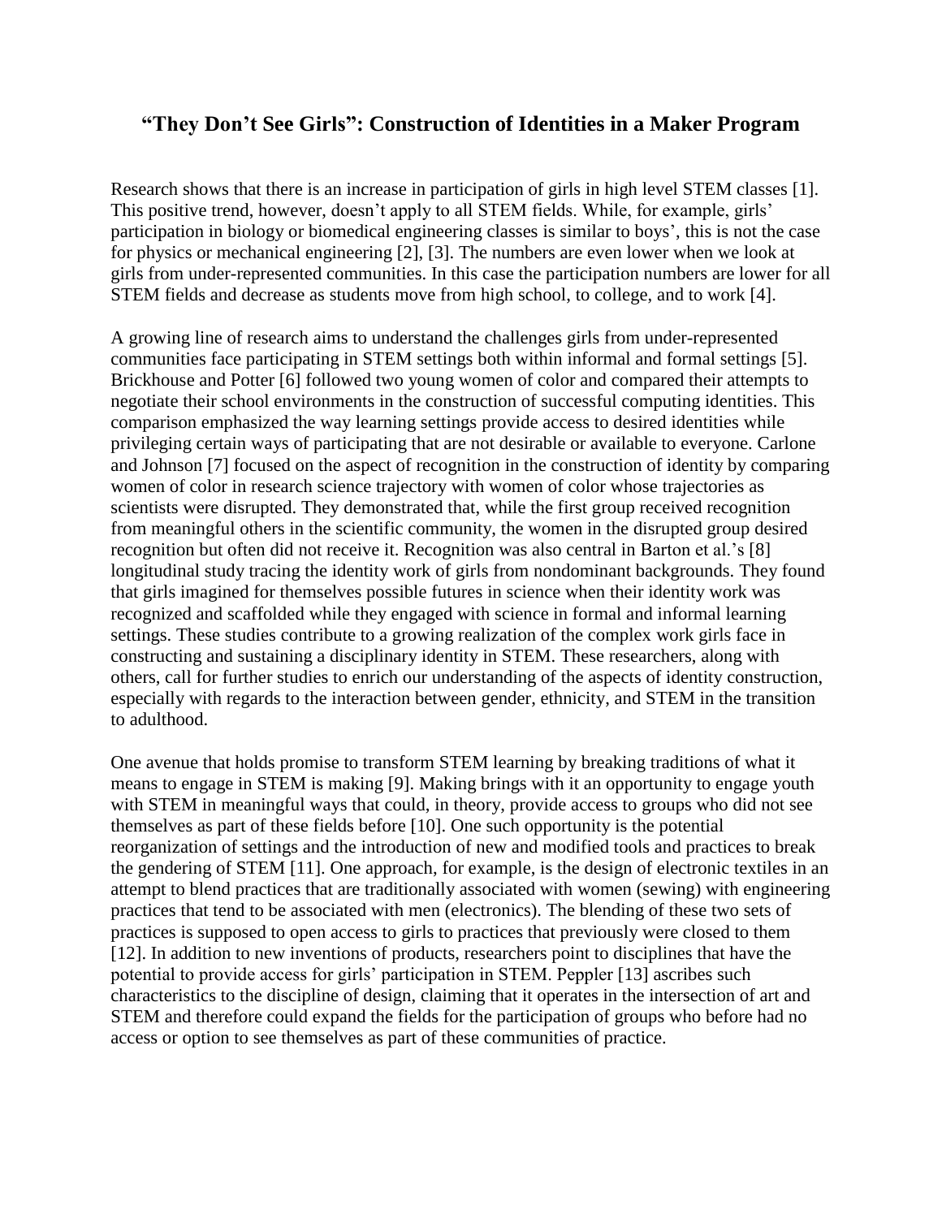## "They Don't See Girls": Construction of Identities in a Maker Program

Research shows that there is an increase in participation of girls in high level STEM classes [1]. This positive trend, however, doesn't apply to all STEM fields. While, for example, girls' participation in biology or biomedical engineering classes is similar to boys', this is not the case for physics or mechanical engineering [2], [3]. The numbers are even lower when we look at girls from under-represented communities. In this case the participation numbers are lower for all STEM fields and decrease as students move from high school, to college, and to work [4].

A growing line of research aims to understand the challenges girls from under-represented communities face participating in STEM settings both within informal and formal settings [5]. Brickhouse and Potter [6] followed two young women of color and compared their attempts to negotiate their school environments in the construction of successful computing identities. This comparison emphasized the way learning settings provide access to desired identities while privileging certain ways of participating that are not desirable or available to everyone. Carlone and Johnson [7] focused on the aspect of recognition in the construction of identity by comparing women of color in research science trajectory with women of color whose trajectories as scientists were disrupted. They demonstrated that, while the first group received recognition from meaningful others in the scientific community, the women in the disrupted group desired recognition but often did not receive it. Recognition was also central in Barton et al.'s [8] longitudinal study tracing the identity work of girls from nondominant backgrounds. They found that girls imagined for themselves possible futures in science when their identity work was recognized and scaffolded while they engaged with science in formal and informal learning settings. These studies contribute to a growing realization of the complex work girls face in constructing and sustaining a disciplinary identity in STEM. These researchers, along with others, call for further studies to enrich our understanding of the aspects of identity construction, especially with regards to the interaction between gender, ethnicity, and STEM in the transition to adulthood.

One avenue that holds promise to transform STEM learning by breaking traditions of what it means to engage in STEM is making [9]. Making brings with it an opportunity to engage youth with STEM in meaningful ways that could, in theory, provide access to groups who did not see themselves as part of these fields before [10]. One such opportunity is the potential reorganization of settings and the introduction of new and modified tools and practices to break the gendering of STEM [11]. One approach, for example, is the design of electronic textiles in an attempt to blend practices that are traditionally associated with women (sewing) with engineering practices that tend to be associated with men (electronics). The blending of these two sets of practices is supposed to open access to girls to practices that previously were closed to them [12]. In addition to new inventions of products, researchers point to disciplines that have the potential to provide access for girls' participation in STEM. Peppler [13] ascribes such characteristics to the discipline of design, claiming that it operates in the intersection of art and STEM and therefore could expand the fields for the participation of groups who before had no access or option to see themselves as part of these communities of practice.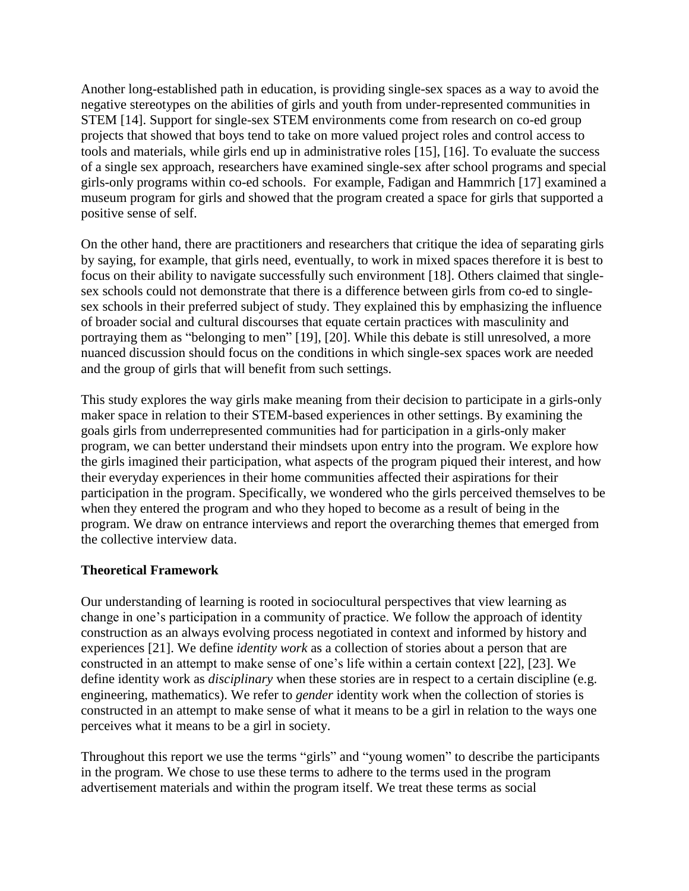Another long-established path in education, is providing single-sex spaces as a way to avoid the negative stereotypes on the abilities of girls and youth from under-represented communities in STEM [14]. Support for single-sex STEM environments come from research on co-ed group projects that showed that boys tend to take on more valued project roles and control access to tools and materials, while girls end up in administrative roles [15], [16]. To evaluate the success of a single sex approach, researchers have examined single-sex after school programs and special girls-only programs within co-ed schools. For example, Fadigan and Hammrich [17] examined a museum program for girls and showed that the program created a space for girls that supported a positive sense of self.

On the other hand, there are practitioners and researchers that critique the idea of separating girls by saying, for example, that girls need, eventually, to work in mixed spaces therefore it is best to focus on their ability to navigate successfully such environment [18]. Others claimed that single-sex schools could not demonstrate that there is a difference between girls from co-ed to single-sex schools in their preferred subject of study. They explained this by emphasizing the influence of broader social and cultural discourses that equate certain practices with masculinity and portraying them as "belonging to men" [19], [20]. While this debate is still unresolved, a more nuanced discussion should focus on the conditions in which single-sex spaces work are needed and the group of girls that will benefit from such settings.

This study explores the way girls make meaning from their decision to participate in a girls-only maker space in relation to their STEM-based experiences in other settings. By examining the goals girls from underrepresented communities had for participation in a girls-only maker program, we can better understand their mindsets upon entry into the program. We explore how the girls imagined their participation, what aspects of the program piqued their interest, and how their everyday experiences in their home communities affected their aspirations for their participation in the program. Specifically, we wondered who the girls perceived themselves to be when they entered the program and who they hoped to become as a result of being in the program. We draw on entrance interviews and report the overarching themes that emerged from the collective interview data.

## Theoretical Framework

Our understanding of learning is rooted in sociocultural perspectives that view learning as change in one's participation in a community of practice. We follow the approach of identity construction as an always evolving process negotiated in context and informed by history and experiences [21]. We define *identity work* as a collection of stories about a person that are constructed in an attempt to make sense of one's life within a certain context [22], [23]. We define identity work as *disciplinary* when these stories are in respect to a certain discipline (e.g. engineering, mathematics). We refer to *gender* identity work when the collection of stories is constructed in an attempt to make sense of what it means to be a girl in relation to the ways one perceives what it means to be a girl in society.

Throughout this report we use the terms "girls" and "young women" to describe the participants in the program. We chose to use these terms to adhere to the terms used in the program advertisement materials and within the program itself. We treat these terms as social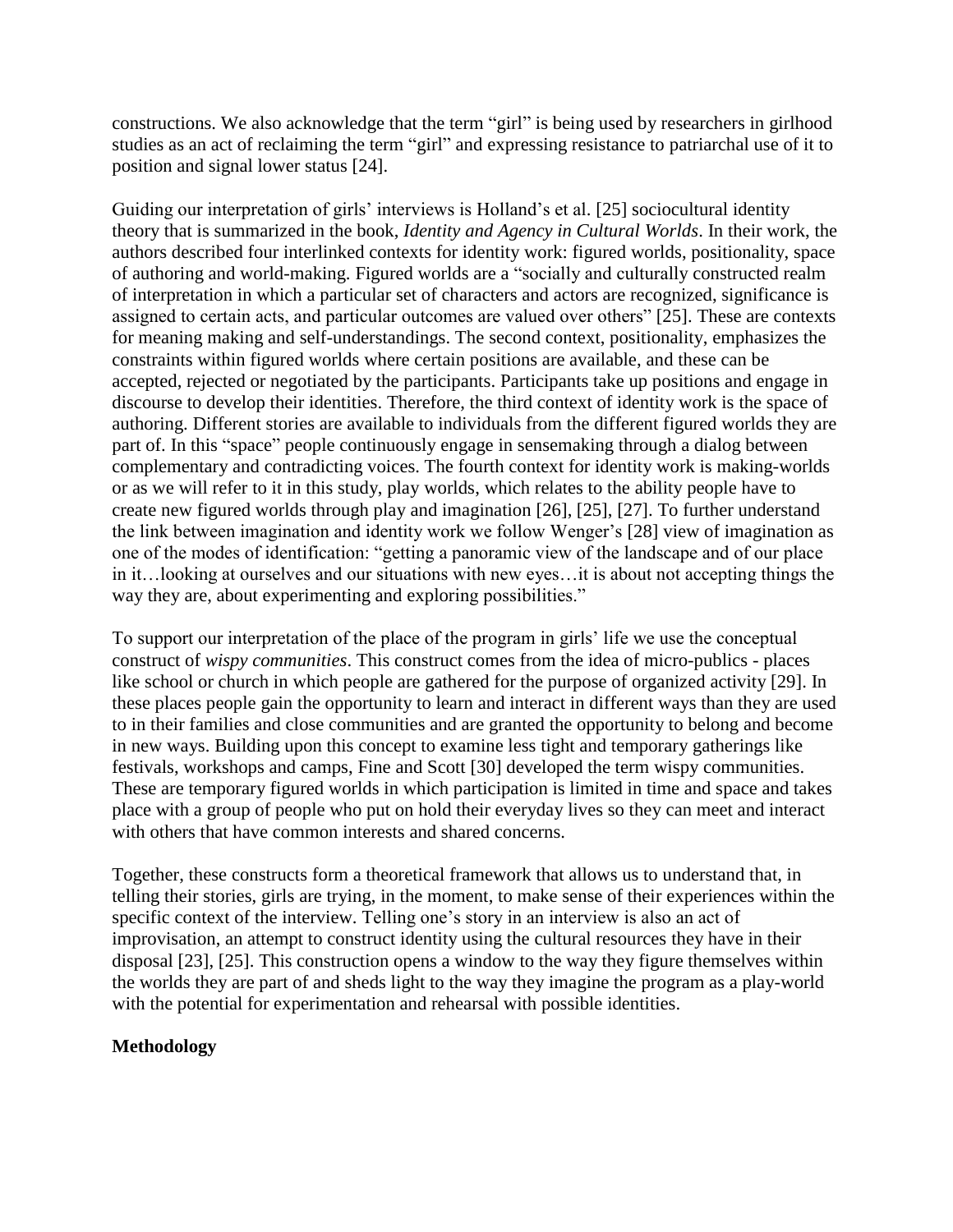constructions. We also acknowledge that the term "girl" is being used by researchers in girlhood studies as an act of reclaiming the term "girl" and expressing resistance to patriarchal use of it to position and signal lower status [24].

Guiding our interpretation of girls' interviews is Holland's et al. [25] sociocultural identity theory that is summarized in the book, *Identity and Agency in Cultural Worlds*. In their work, the authors described four interlinked contexts for identity work: figured worlds, positionality, space of authoring and world-making. Figured worlds are a "socially and culturally constructed realm of interpretation in which a particular set of characters and actors are recognized, significance is assigned to certain acts, and particular outcomes are valued over others" [25]. These are contexts for meaning making and self-understandings. The second context, positionality, emphasizes the constraints within figured worlds where certain positions are available, and these can be accepted, rejected or negotiated by the participants. Participants take up positions and engage in discourse to develop their identities. Therefore, the third context of identity work is the space of authoring. Different stories are available to individuals from the different figured worlds they are part of. In this "space" people continuously engage in sensemaking through a dialog between complementary and contradicting voices. The fourth context for identity work is making-worlds or as we will refer to it in this study, play worlds, which relates to the ability people have to create new figured worlds through play and imagination [26], [25], [27]. To further understand the link between imagination and identity work we follow Wenger's [28] view of imagination as one of the modes of identification: "getting a panoramic view of the landscape and of our place in it…looking at ourselves and our situations with new eyes…it is about not accepting things the way they are, about experimenting and exploring possibilities."

To support our interpretation of the place of the program in girls' life we use the conceptual construct of *wispy communities*. This construct comes from the idea of micro-publics - places like school or church in which people are gathered for the purpose of organized activity [29]. In these places people gain the opportunity to learn and interact in different ways than they are used to in their families and close communities and are granted the opportunity to belong and become in new ways. Building upon this concept to examine less tight and temporary gatherings like festivals, workshops and camps, Fine and Scott [30] developed the term wispy communities. These are temporary figured worlds in which participation is limited in time and space and takes place with a group of people who put on hold their everyday lives so they can meet and interact with others that have common interests and shared concerns.

Together, these constructs form a theoretical framework that allows us to understand that, in telling their stories, girls are trying, in the moment, to make sense of their experiences within the specific context of the interview. Telling one's story in an interview is also an act of improvisation, an attempt to construct identity using the cultural resources they have in their disposal [23], [25]. This construction opens a window to the way they figure themselves within the worlds they are part of and sheds light to the way they imagine the program as a play-world with the potential for experimentation and rehearsal with possible identities.

**Methodology**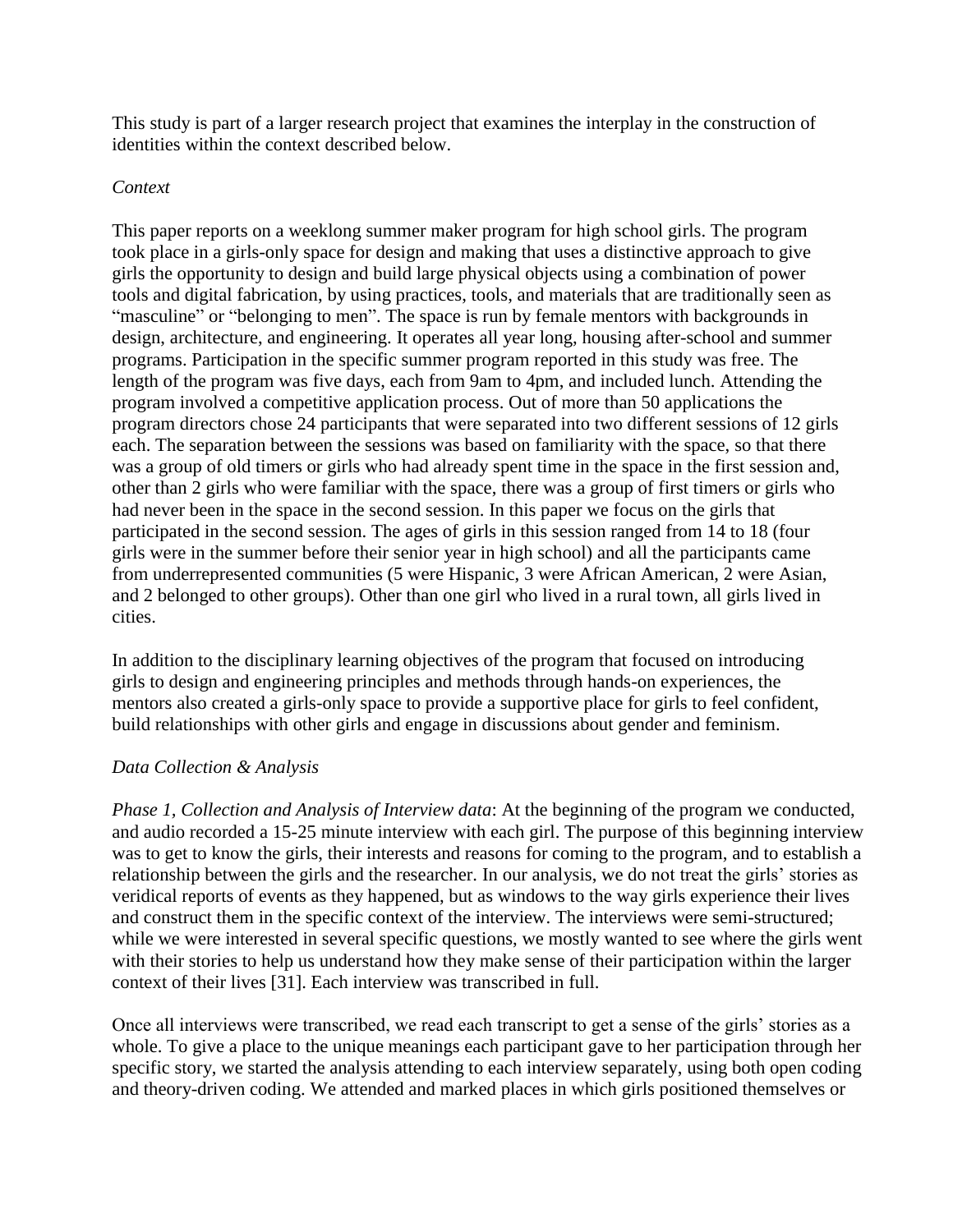This study is part of a larger research project that examines the interplay in the construction of identities within the context described below.

*Context*

This paper reports on a weeklong summer maker program for high school girls. The program took place in a girls-only space for design and making that uses a distinctive approach to give girls the opportunity to design and build large physical objects using a combination of power tools and digital fabrication, by using practices, tools, and materials that are traditionally seen as "masculine" or "belonging to men". The space is run by female mentors with backgrounds in design, architecture, and engineering. It operates all year long, housing after-school and summer programs. Participation in the specific summer program reported in this study was free. The length of the program was five days, each from 9am to 4pm, and included lunch. Attending the program involved a competitive application process. Out of more than 50 applications the program directors chose 24 participants that were separated into two different sessions of 12 girls each. The separation between the sessions was based on familiarity with the space, so that there was a group of old timers or girls who had already spent time in the space in the first session and, other than 2 girls who were familiar with the space, there was a group of first timers or girls who had never been in the space in the second session. In this paper we focus on the girls that participated in the second session. The ages of girls in this session ranged from 14 to 18 (four girls were in the summer before their senior year in high school) and all the participants came from underrepresented communities (5 were Hispanic, 3 were African American, 2 were Asian, and 2 belonged to other groups). Other than one girl who lived in a rural town, all girls lived in cities.

In addition to the disciplinary learning objectives of the program that focused on introducing girls to design and engineering principles and methods through hands-on experiences, the mentors also created a girls-only space to provide a supportive place for girls to feel confident, build relationships with other girls and engage in discussions about gender and feminism.

*Data Collection & Analysis*

*Phase 1, Collection and Analysis of Interview data*: At the beginning of the program we conducted, and audio recorded a 15-25 minute interview with each girl. The purpose of this beginning interview was to get to know the girls, their interests and reasons for coming to the program, and to establish a relationship between the girls and the researcher. In our analysis, we do not treat the girls' stories as veridical reports of events as they happened, but as windows to the way girls experience their lives and construct them in the specific context of the interview. The interviews were semi-structured; while we were interested in several specific questions, we mostly wanted to see where the girls went with their stories to help us understand how they make sense of their participation within the larger context of their lives [31]. Each interview was transcribed in full.

Once all interviews were transcribed, we read each transcript to get a sense of the girls' stories as a whole. To give a place to the unique meanings each participant gave to her participation through her specific story, we started the analysis attending to each interview separately, using both open coding and theory-driven coding. We attended and marked places in which girls positioned themselves or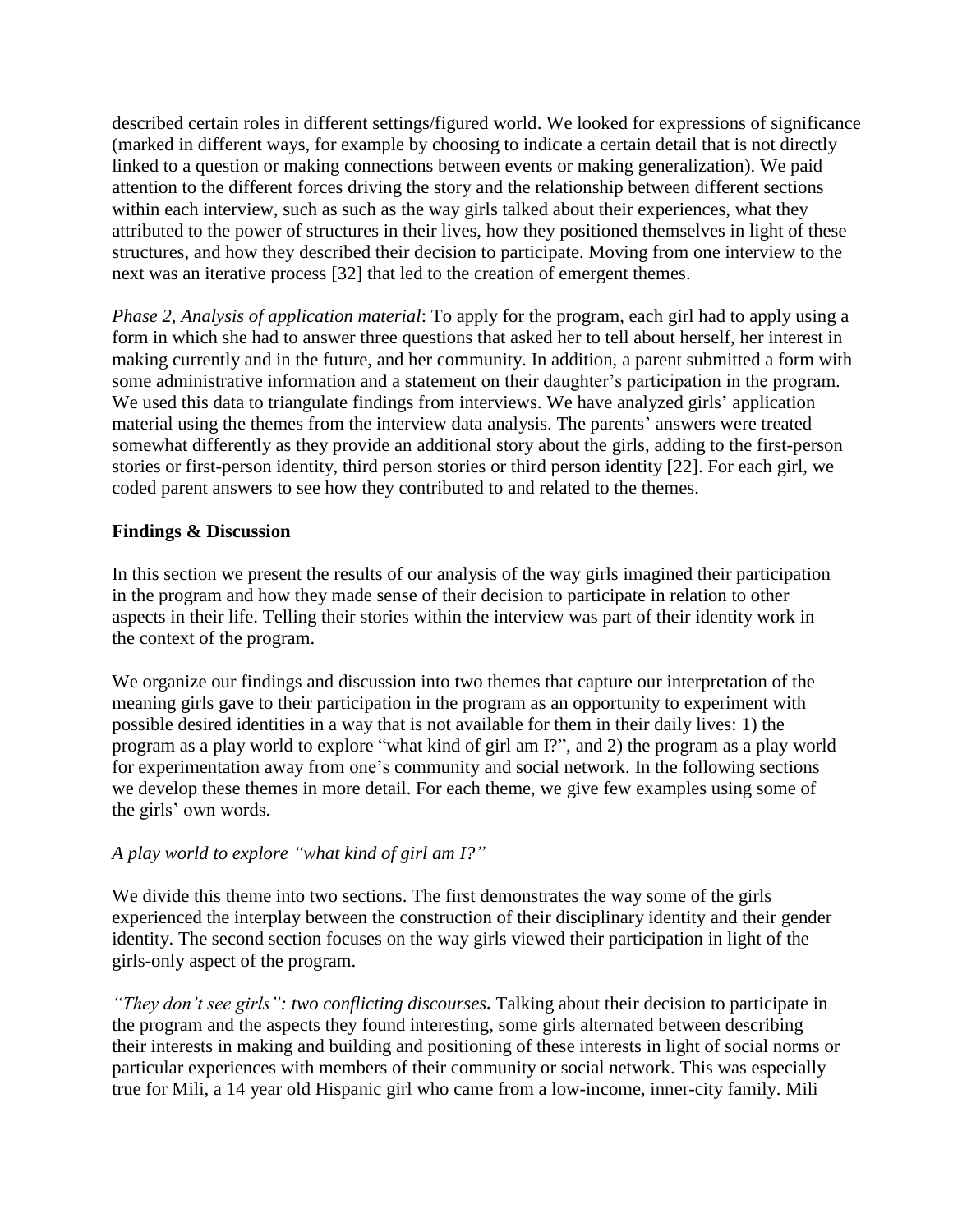described certain roles in different settings/figured world. We looked for expressions of significance (marked in different ways, for example by choosing to indicate a certain detail that is not directly linked to a question or making connections between events or making generalization). We paid attention to the different forces driving the story and the relationship between different sections within each interview, such as such as the way girls talked about their experiences, what they attributed to the power of structures in their lives, how they positioned themselves in light of these structures, and how they described their decision to participate. Moving from one interview to the next was an iterative process [32] that led to the creation of emergent themes.

*Phase 2, Analysis of application material*: To apply for the program, each girl had to apply using a form in which she had to answer three questions that asked her to tell about herself, her interest in making currently and in the future, and her community. In addition, a parent submitted a form with some administrative information and a statement on their daughter's participation in the program. We used this data to triangulate findings from interviews. We have analyzed girls' application material using the themes from the interview data analysis. The parents' answers were treated somewhat differently as they provide an additional story about the girls, adding to the first-person stories or first-person identity, third person stories or third person identity [22]. For each girl, we coded parent answers to see how they contributed to and related to the themes.

## Findings & Discussion

In this section we present the results of our analysis of the way girls imagined their participation in the program and how they made sense of their decision to participate in relation to other aspects in their life. Telling their stories within the interview was part of their identity work in the context of the program.

We organize our findings and discussion into two themes that capture our interpretation of the meaning girls gave to their participation in the program as an opportunity to experiment with possible desired identities in a way that is not available for them in their daily lives: 1) the program as a play world to explore "what kind of girl am I?", and 2) the program as a play world for experimentation away from one's community and social network. In the following sections we develop these themes in more detail. For each theme, we give few examples using some of the girls' own words.

### *A play world to explore "what kind of girl am I?"*

We divide this theme into two sections. The first demonstrates the way some of the girls experienced the interplay between the construction of their disciplinary identity and their gender identity. The second section focuses on the way girls viewed their participation in light of the girls-only aspect of the program.

*"They don't see girls": two conflicting discourses***.** Talking about their decision to participate in the program and the aspects they found interesting, some girls alternated between describing their interests in making and building and positioning of these interests in light of social norms or particular experiences with members of their community or social network. This was especially true for Mili, a 14 year old Hispanic girl who came from a low-income, inner-city family. Mili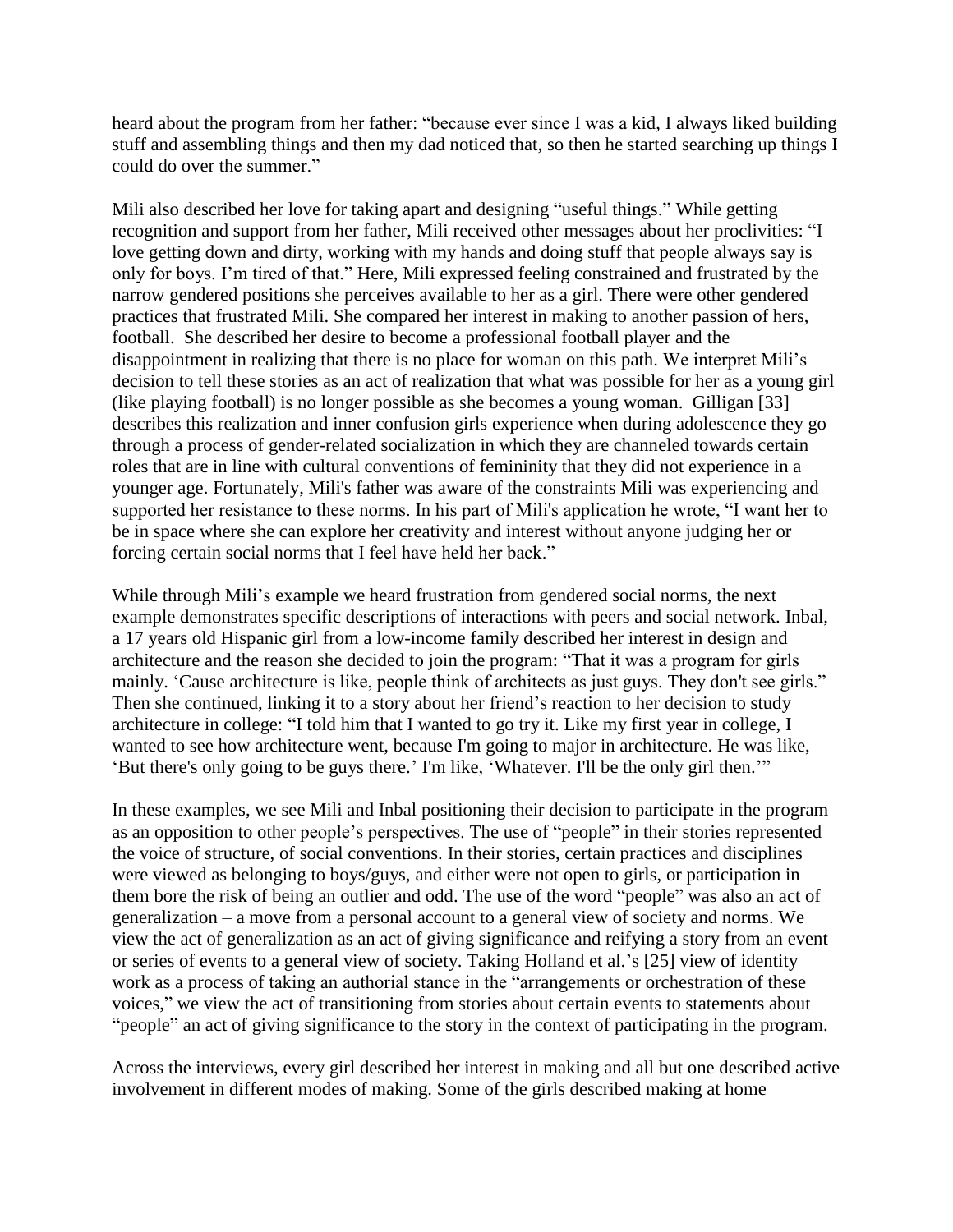heard about the program from her father: "because ever since I was a kid, I always liked building stuff and assembling things and then my dad noticed that, so then he started searching up things I could do over the summer."

Mili also described her love for taking apart and designing "useful things." While getting recognition and support from her father, Mili received other messages about her proclivities: "I love getting down and dirty, working with my hands and doing stuff that people always say is only for boys. I'm tired of that." Here, Mili expressed feeling constrained and frustrated by the narrow gendered positions she perceives available to her as a girl. There were other gendered practices that frustrated Mili. She compared her interest in making to another passion of hers, football. She described her desire to become a professional football player and the disappointment in realizing that there is no place for woman on this path. We interpret Mili's decision to tell these stories as an act of realization that what was possible for her as a young girl (like playing football) is no longer possible as she becomes a young woman. Gilligan [33] describes this realization and inner confusion girls experience when during adolescence they go through a process of gender-related socialization in which they are channeled towards certain roles that are in line with cultural conventions of femininity that they did not experience in a younger age. Fortunately, Mili's father was aware of the constraints Mili was experiencing and supported her resistance to these norms. In his part of Mili's application he wrote, "I want her to be in space where she can explore her creativity and interest without anyone judging her or forcing certain social norms that I feel have held her back."

While through Mili's example we heard frustration from gendered social norms, the next example demonstrates specific descriptions of interactions with peers and social network. Inbal, a 17 years old Hispanic girl from a low-income family described her interest in design and architecture and the reason she decided to join the program: "That it was a program for girls mainly. 'Cause architecture is like, people think of architects as just guys. They don't see girls." Then she continued, linking it to a story about her friend's reaction to her decision to study architecture in college: "I told him that I wanted to go try it. Like my first year in college, I wanted to see how architecture went, because I'm going to major in architecture. He was like, 'But there's only going to be guys there.' I'm like, 'Whatever. I'll be the only girl then.'"

In these examples, we see Mili and Inbal positioning their decision to participate in the program as an opposition to other people's perspectives. The use of "people" in their stories represented the voice of structure, of social conventions. In their stories, certain practices and disciplines were viewed as belonging to boys/guys, and either were not open to girls, or participation in them bore the risk of being an outlier and odd. The use of the word "people" was also an act of generalization – a move from a personal account to a general view of society and norms. We view the act of generalization as an act of giving significance and reifying a story from an event or series of events to a general view of society. Taking Holland et al.'s [25] view of identity work as a process of taking an authorial stance in the "arrangements or orchestration of these voices," we view the act of transitioning from stories about certain events to statements about "people" an act of giving significance to the story in the context of participating in the program.

Across the interviews, every girl described her interest in making and all but one described active involvement in different modes of making. Some of the girls described making at home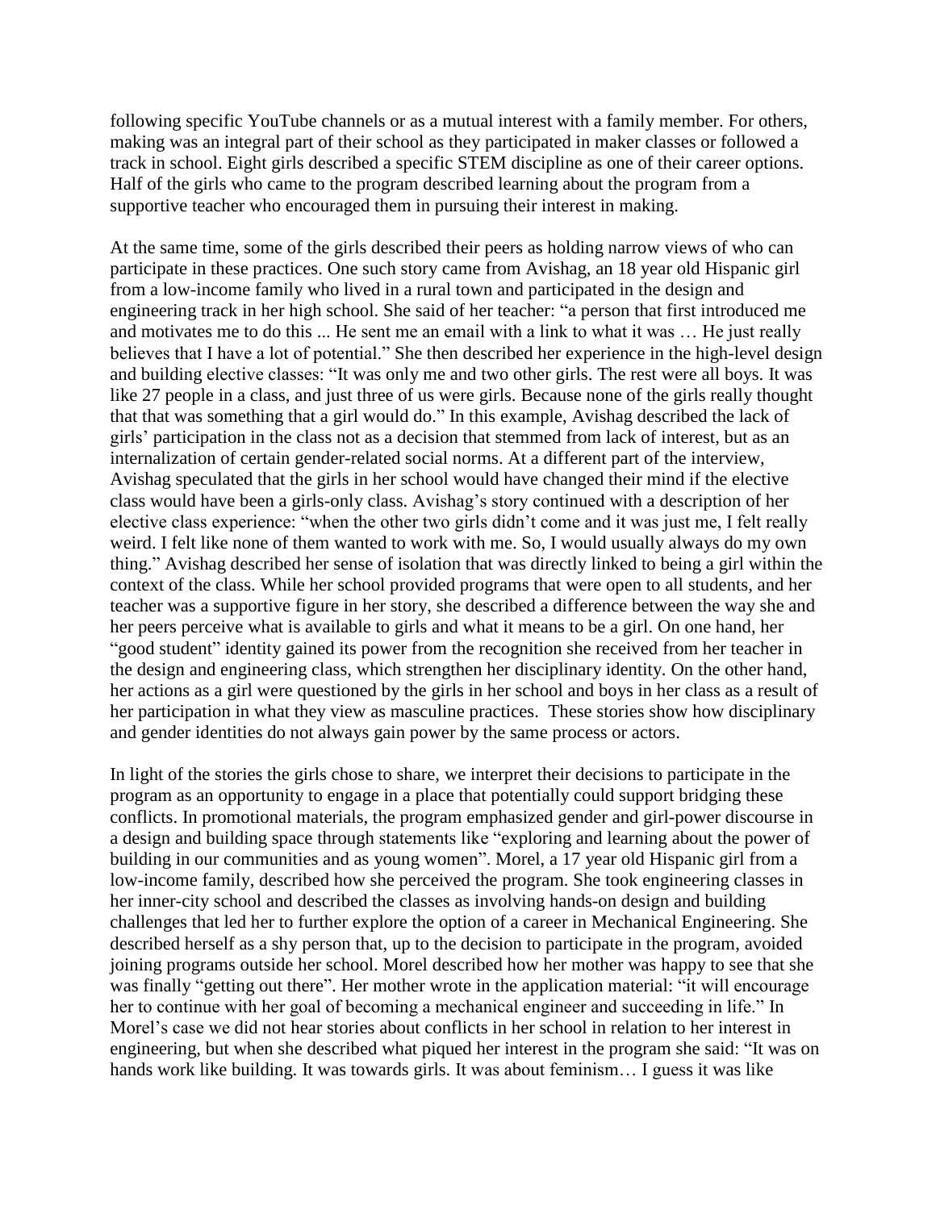following specific YouTube channels or as a mutual interest with a family member. For others, making was an integral part of their school as they participated in maker classes or followed a track in school. Eight girls described a specific STEM discipline as one of their career options. Half of the girls who came to the program described learning about the program from a supportive teacher who encouraged them in pursuing their interest in making.

At the same time, some of the girls described their peers as holding narrow views of who can participate in these practices. One such story came from Avishag, an 18 year old Hispanic girl from a low-income family who lived in a rural town and participated in the design and engineering track in her high school. She said of her teacher: "a person that first introduced me and motivates me to do this ... He sent me an email with a link to what it was … He just really believes that I have a lot of potential." She then described her experience in the high-level design and building elective classes: "It was only me and two other girls. The rest were all boys. It was like 27 people in a class, and just three of us were girls. Because none of the girls really thought that that was something that a girl would do." In this example, Avishag described the lack of girls' participation in the class not as a decision that stemmed from lack of interest, but as an internalization of certain gender-related social norms. At a different part of the interview, Avishag speculated that the girls in her school would have changed their mind if the elective class would have been a girls-only class. Avishag's story continued with a description of her elective class experience: "when the other two girls didn't come and it was just me, I felt really weird. I felt like none of them wanted to work with me. So, I would usually always do my own thing." Avishag described her sense of isolation that was directly linked to being a girl within the context of the class. While her school provided programs that were open to all students, and her teacher was a supportive figure in her story, she described a difference between the way she and her peers perceive what is available to girls and what it means to be a girl. On one hand, her "good student" identity gained its power from the recognition she received from her teacher in the design and engineering class, which strengthen her disciplinary identity. On the other hand, her actions as a girl were questioned by the girls in her school and boys in her class as a result of her participation in what they view as masculine practices. These stories show how disciplinary and gender identities do not always gain power by the same process or actors.

In light of the stories the girls chose to share, we interpret their decisions to participate in the program as an opportunity to engage in a place that potentially could support bridging these conflicts. In promotional materials, the program emphasized gender and girl-power discourse in a design and building space through statements like "exploring and learning about the power of building in our communities and as young women". Morel, a 17 year old Hispanic girl from a low-income family, described how she perceived the program. She took engineering classes in her inner-city school and described the classes as involving hands-on design and building challenges that led her to further explore the option of a career in Mechanical Engineering. She described herself as a shy person that, up to the decision to participate in the program, avoided joining programs outside her school. Morel described how her mother was happy to see that she was finally "getting out there". Her mother wrote in the application material: "it will encourage her to continue with her goal of becoming a mechanical engineer and succeeding in life." In Morel's case we did not hear stories about conflicts in her school in relation to her interest in engineering, but when she described what piqued her interest in the program she said: "It was on hands work like building. It was towards girls. It was about feminism… I guess it was like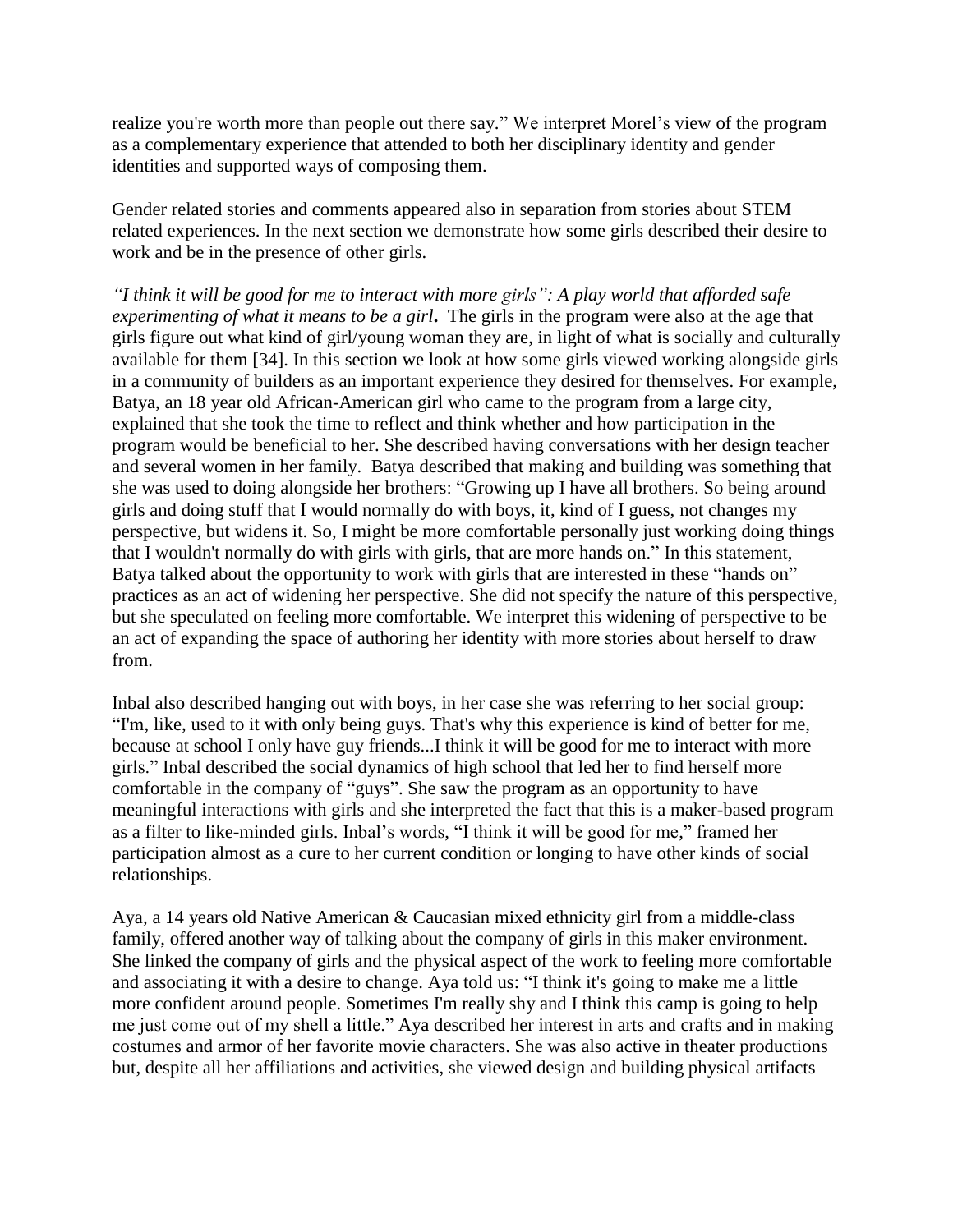realize you're worth more than people out there say." We interpret Morel's view of the program as a complementary experience that attended to both her disciplinary identity and gender identities and supported ways of composing them.

Gender related stories and comments appeared also in separation from stories about STEM related experiences. In the next section we demonstrate how some girls described their desire to work and be in the presence of other girls.

*"I think it will be good for me to interact with more girls": A play world that afforded safe experimenting of what it means to be a girl***.** The girls in the program were also at the age that girls figure out what kind of girl/young woman they are, in light of what is socially and culturally available for them [34]. In this section we look at how some girls viewed working alongside girls in a community of builders as an important experience they desired for themselves. For example, Batya, an 18 year old African-American girl who came to the program from a large city, explained that she took the time to reflect and think whether and how participation in the program would be beneficial to her. She described having conversations with her design teacher and several women in her family. Batya described that making and building was something that she was used to doing alongside her brothers: "Growing up I have all brothers. So being around girls and doing stuff that I would normally do with boys, it, kind of I guess, not changes my perspective, but widens it. So, I might be more comfortable personally just working doing things that I wouldn't normally do with girls with girls, that are more hands on." In this statement, Batya talked about the opportunity to work with girls that are interested in these "hands on" practices as an act of widening her perspective. She did not specify the nature of this perspective, but she speculated on feeling more comfortable. We interpret this widening of perspective to be an act of expanding the space of authoring her identity with more stories about herself to draw from.

Inbal also described hanging out with boys, in her case she was referring to her social group: "I'm, like, used to it with only being guys. That's why this experience is kind of better for me, because at school I only have guy friends...I think it will be good for me to interact with more girls." Inbal described the social dynamics of high school that led her to find herself more comfortable in the company of "guys". She saw the program as an opportunity to have meaningful interactions with girls and she interpreted the fact that this is a maker-based program as a filter to like-minded girls. Inbal's words, "I think it will be good for me," framed her participation almost as a cure to her current condition or longing to have other kinds of social relationships.

Aya, a 14 years old Native American & Caucasian mixed ethnicity girl from a middle-class family, offered another way of talking about the company of girls in this maker environment. She linked the company of girls and the physical aspect of the work to feeling more comfortable and associating it with a desire to change. Aya told us: "I think it's going to make me a little more confident around people. Sometimes I'm really shy and I think this camp is going to help me just come out of my shell a little." Aya described her interest in arts and crafts and in making costumes and armor of her favorite movie characters. She was also active in theater productions but, despite all her affiliations and activities, she viewed design and building physical artifacts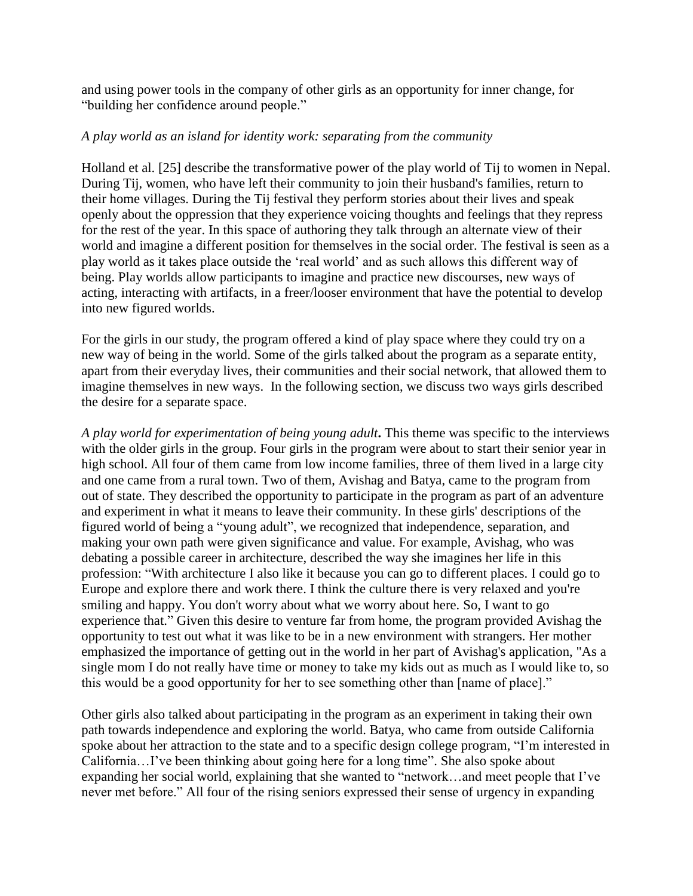and using power tools in the company of other girls as an opportunity for inner change, for "building her confidence around people."

*A play world as an island for identity work: separating from the community*

Holland et al. [25] describe the transformative power of the play world of Tij to women in Nepal. During Tij, women, who have left their community to join their husband's families, return to their home villages. During the Tij festival they perform stories about their lives and speak openly about the oppression that they experience voicing thoughts and feelings that they repress for the rest of the year. In this space of authoring they talk through an alternate view of their world and imagine a different position for themselves in the social order. The festival is seen as a play world as it takes place outside the 'real world' and as such allows this different way of being. Play worlds allow participants to imagine and practice new discourses, new ways of acting, interacting with artifacts, in a freer/looser environment that have the potential to develop into new figured worlds.

For the girls in our study, the program offered a kind of play space where they could try on a new way of being in the world. Some of the girls talked about the program as a separate entity, apart from their everyday lives, their communities and their social network, that allowed them to imagine themselves in new ways. In the following section, we discuss two ways girls described the desire for a separate space.

*A play world for experimentation of being young adult***.** This theme was specific to the interviews with the older girls in the group. Four girls in the program were about to start their senior year in high school. All four of them came from low income families, three of them lived in a large city and one came from a rural town. Two of them, Avishag and Batya, came to the program from out of state. They described the opportunity to participate in the program as part of an adventure and experiment in what it means to leave their community. In these girls' descriptions of the figured world of being a "young adult", we recognized that independence, separation, and making your own path were given significance and value. For example, Avishag, who was debating a possible career in architecture, described the way she imagines her life in this profession: "With architecture I also like it because you can go to different places. I could go to Europe and explore there and work there. I think the culture there is very relaxed and you're smiling and happy. You don't worry about what we worry about here. So, I want to go experience that." Given this desire to venture far from home, the program provided Avishag the opportunity to test out what it was like to be in a new environment with strangers. Her mother emphasized the importance of getting out in the world in her part of Avishag's application, "As a single mom I do not really have time or money to take my kids out as much as I would like to, so this would be a good opportunity for her to see something other than [name of place]."

Other girls also talked about participating in the program as an experiment in taking their own path towards independence and exploring the world. Batya, who came from outside California spoke about her attraction to the state and to a specific design college program, "I'm interested in California…I've been thinking about going here for a long time". She also spoke about expanding her social world, explaining that she wanted to "network…and meet people that I've never met before." All four of the rising seniors expressed their sense of urgency in expanding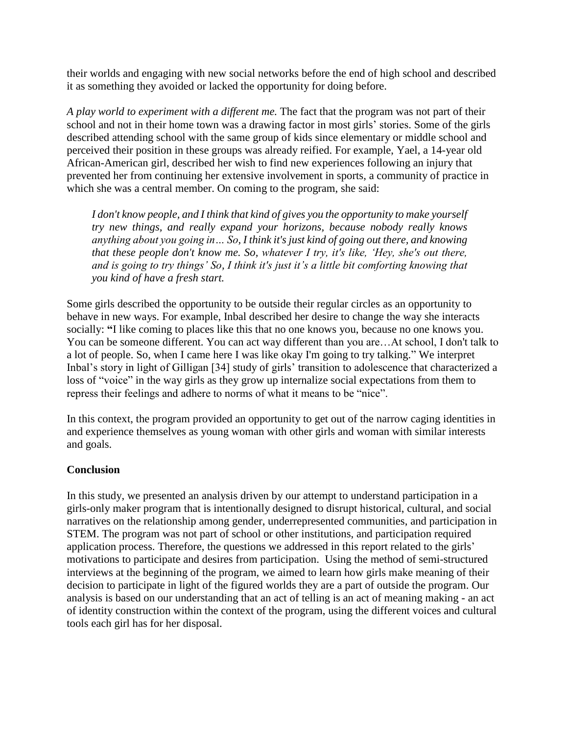their worlds and engaging with new social networks before the end of high school and described it as something they avoided or lacked the opportunity for doing before.

*A play world to experiment with a different me.* The fact that the program was not part of their school and not in their home town was a drawing factor in most girls' stories. Some of the girls described attending school with the same group of kids since elementary or middle school and perceived their position in these groups was already reified. For example, Yael, a 14-year old African-American girl, described her wish to find new experiences following an injury that prevented her from continuing her extensive involvement in sports, a community of practice in which she was a central member. On coming to the program, she said:

> *I don't know people, and I think that kind of gives you the opportunity to make yourself try new things, and really expand your horizons, because nobody really knows anything about you going in… So, I think it's just kind of going out there, and knowing that these people don't know me. So, whatever I try, it's like, 'Hey, she's out there, and is going to try things' So, I think it's just it's a little bit comforting knowing that you kind of have a fresh start.*

Some girls described the opportunity to be outside their regular circles as an opportunity to behave in new ways. For example, Inbal described her desire to change the way she interacts socially: **"**I like coming to places like this that no one knows you, because no one knows you. You can be someone different. You can act way different than you are…At school, I don't talk to a lot of people. So, when I came here I was like okay I'm going to try talking." We interpret Inbal's story in light of Gilligan [34] study of girls' transition to adolescence that characterized a loss of "voice" in the way girls as they grow up internalize social expectations from them to repress their feelings and adhere to norms of what it means to be "nice".

In this context, the program provided an opportunity to get out of the narrow caging identities in and experience themselves as young woman with other girls and woman with similar interests and goals.

## Conclusion

In this study, we presented an analysis driven by our attempt to understand participation in a girls-only maker program that is intentionally designed to disrupt historical, cultural, and social narratives on the relationship among gender, underrepresented communities, and participation in STEM. The program was not part of school or other institutions, and participation required application process. Therefore, the questions we addressed in this report related to the girls' motivations to participate and desires from participation. Using the method of semi-structured interviews at the beginning of the program, we aimed to learn how girls make meaning of their decision to participate in light of the figured worlds they are a part of outside the program. Our analysis is based on our understanding that an act of telling is an act of meaning making - an act of identity construction within the context of the program, using the different voices and cultural tools each girl has for her disposal.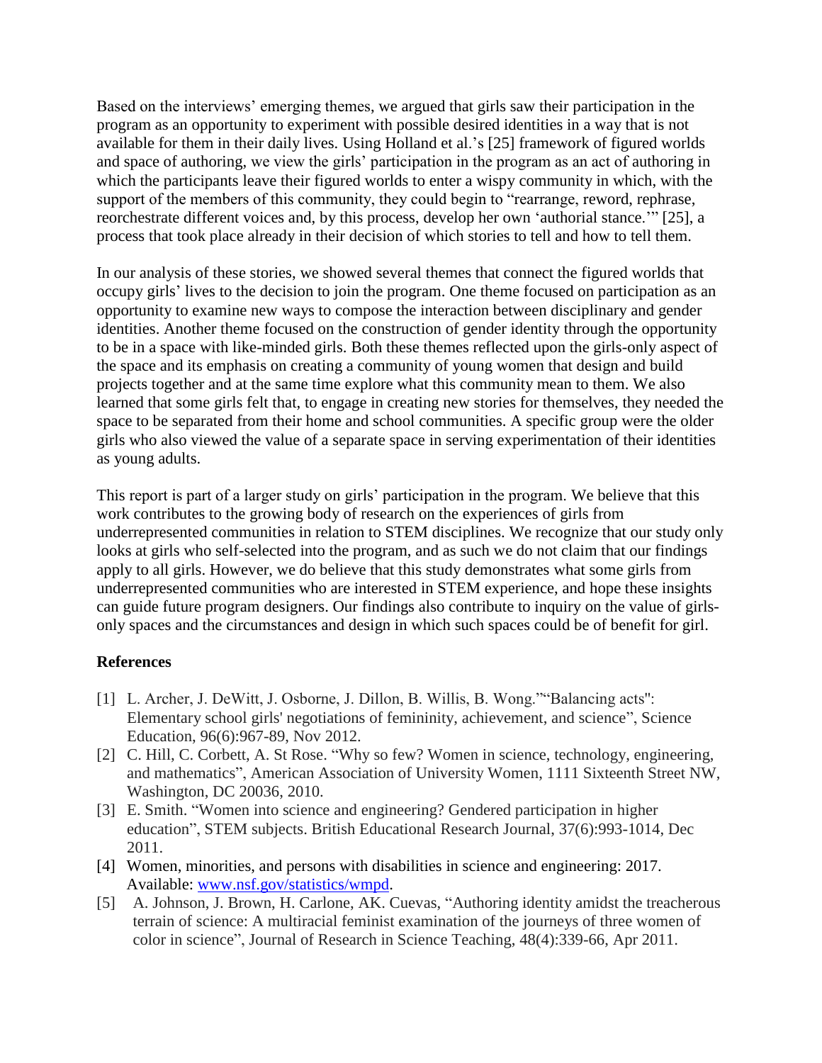Based on the interviews' emerging themes, we argued that girls saw their participation in the program as an opportunity to experiment with possible desired identities in a way that is not available for them in their daily lives. Using Holland et al.'s [25] framework of figured worlds and space of authoring, we view the girls' participation in the program as an act of authoring in which the participants leave their figured worlds to enter a wispy community in which, with the support of the members of this community, they could begin to "rearrange, reword, rephrase, reorchestrate different voices and, by this process, develop her own 'authorial stance.'" [25], a process that took place already in their decision of which stories to tell and how to tell them.

In our analysis of these stories, we showed several themes that connect the figured worlds that occupy girls' lives to the decision to join the program. One theme focused on participation as an opportunity to examine new ways to compose the interaction between disciplinary and gender identities. Another theme focused on the construction of gender identity through the opportunity to be in a space with like-minded girls. Both these themes reflected upon the girls-only aspect of the space and its emphasis on creating a community of young women that design and build projects together and at the same time explore what this community mean to them. We also learned that some girls felt that, to engage in creating new stories for themselves, they needed the space to be separated from their home and school communities. A specific group were the older girls who also viewed the value of a separate space in serving experimentation of their identities as young adults.

This report is part of a larger study on girls' participation in the program. We believe that this work contributes to the growing body of research on the experiences of girls from underrepresented communities in relation to STEM disciplines. We recognize that our study only looks at girls who self-selected into the program, and as such we do not claim that our findings apply to all girls. However, we do believe that this study demonstrates what some girls from underrepresented communities who are interested in STEM experience, and hope these insights can guide future program designers. Our findings also contribute to inquiry on the value of girls-only spaces and the circumstances and design in which such spaces could be of benefit for girl.

**References**

[1] L. Archer, J. DeWitt, J. Osborne, J. Dillon, B. Willis, B. Wong.""Balancing acts": Elementary school girls' negotiations of femininity, achievement, and science", Science Education, 96(6):967-89, Nov 2012.

[2] C. Hill, C. Corbett, A. St Rose. "Why so few? Women in science, technology, engineering, and mathematics", American Association of University Women, 1111 Sixteenth Street NW, Washington, DC 20036, 2010.

[3] E. Smith. "Women into science and engineering? Gendered participation in higher education", STEM subjects. British Educational Research Journal, 37(6):993-1014, Dec 2011.

[4] Women, minorities, and persons with disabilities in science and engineering: 2017. Available: www.nsf.gov/statistics/wmpd.

[5] A. Johnson, J. Brown, H. Carlone, AK. Cuevas, "Authoring identity amidst the treacherous terrain of science: A multiracial feminist examination of the journeys of three women of color in science", Journal of Research in Science Teaching, 48(4):339-66, Apr 2011.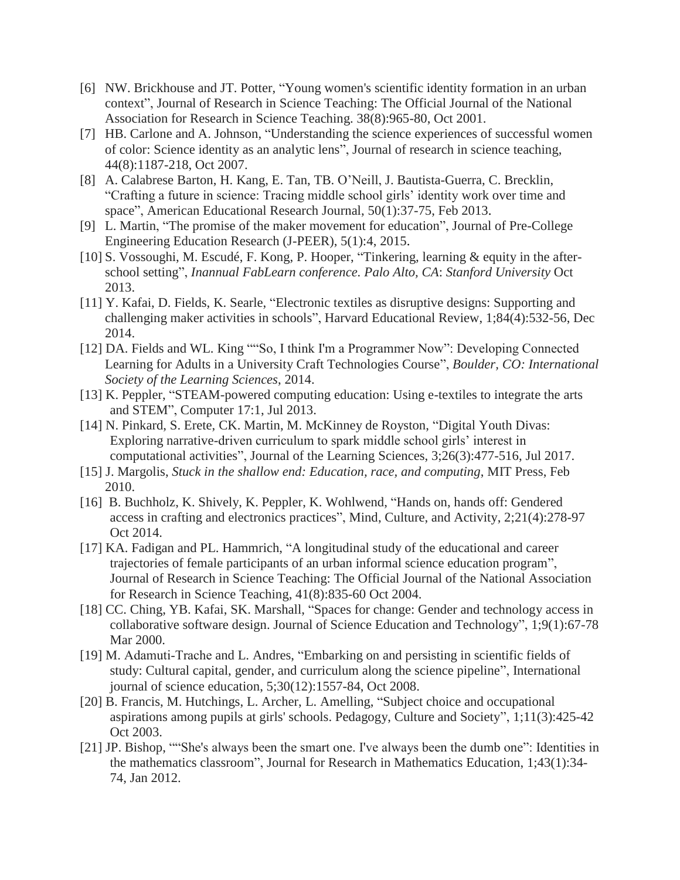[6] NW. Brickhouse and JT. Potter, "Young women's scientific identity formation in an urban context", Journal of Research in Science Teaching: The Official Journal of the National Association for Research in Science Teaching. 38(8):965-80, Oct 2001.

[7] HB. Carlone and A. Johnson, "Understanding the science experiences of successful women of color: Science identity as an analytic lens", Journal of research in science teaching, 44(8):1187-218, Oct 2007.

[8] A. Calabrese Barton, H. Kang, E. Tan, TB. O'Neill, J. Bautista-Guerra, C. Brecklin, "Crafting a future in science: Tracing middle school girls' identity work over time and space", American Educational Research Journal, 50(1):37-75, Feb 2013.

[9] L. Martin, "The promise of the maker movement for education", Journal of Pre-College Engineering Education Research (J-PEER), 5(1):4, 2015.

[10] S. Vossoughi, M. Escudé, F. Kong, P. Hooper, "Tinkering, learning & equity in the after-school setting", *Inannual FabLearn conference. Palo Alto, CA*: *Stanford University* Oct 2013.

[11] Y. Kafai, D. Fields, K. Searle, "Electronic textiles as disruptive designs: Supporting and challenging maker activities in schools", Harvard Educational Review, 1;84(4):532-56, Dec 2014.

[12] DA. Fields and WL. King ""So, I think I'm a Programmer Now": Developing Connected Learning for Adults in a University Craft Technologies Course", *Boulder, CO: International Society of the Learning Sciences*, 2014.

[13] K. Peppler, "STEAM-powered computing education: Using e-textiles to integrate the arts and STEM", Computer 17:1, Jul 2013.

[14] N. Pinkard, S. Erete, CK. Martin, M. McKinney de Royston, "Digital Youth Divas: Exploring narrative-driven curriculum to spark middle school girls' interest in computational activities", Journal of the Learning Sciences, 3;26(3):477-516, Jul 2017.

[15] J. Margolis, *Stuck in the shallow end: Education, race, and computing*, MIT Press, Feb 2010.

[16] B. Buchholz, K. Shively, K. Peppler, K. Wohlwend, "Hands on, hands off: Gendered access in crafting and electronics practices", Mind, Culture, and Activity, 2;21(4):278-97 Oct 2014.

[17] KA. Fadigan and PL. Hammrich, "A longitudinal study of the educational and career trajectories of female participants of an urban informal science education program", Journal of Research in Science Teaching: The Official Journal of the National Association for Research in Science Teaching, 41(8):835-60 Oct 2004.

[18] CC. Ching, YB. Kafai, SK. Marshall, "Spaces for change: Gender and technology access in collaborative software design. Journal of Science Education and Technology", 1;9(1):67-78 Mar 2000.

[19] M. Adamuti-Trache and L. Andres, "Embarking on and persisting in scientific fields of study: Cultural capital, gender, and curriculum along the science pipeline", International journal of science education, 5;30(12):1557-84, Oct 2008.

[20] B. Francis, M. Hutchings, L. Archer, L. Amelling, "Subject choice and occupational aspirations among pupils at girls' schools. Pedagogy, Culture and Society", 1;11(3):425-42 Oct 2003.

[21] JP. Bishop, ""She's always been the smart one. I've always been the dumb one": Identities in the mathematics classroom", Journal for Research in Mathematics Education, 1;43(1):34-74, Jan 2012.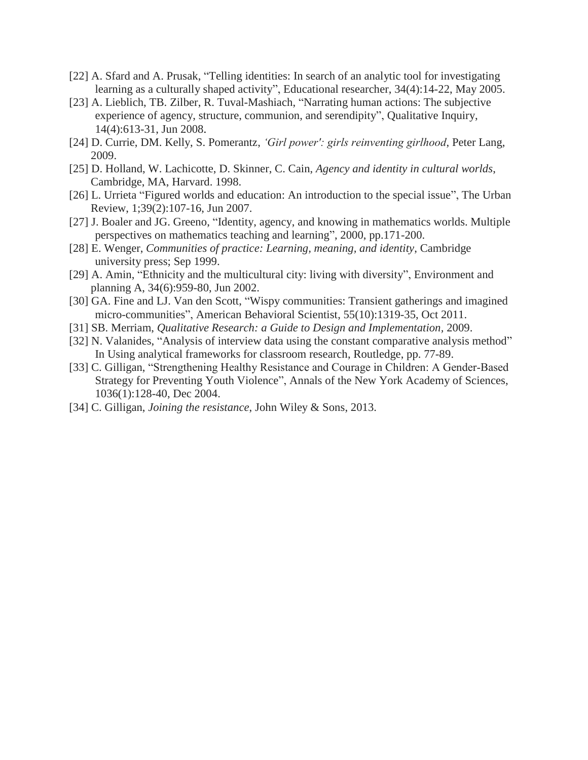[22] A. Sfard and A. Prusak, “Telling identities: In search of an analytic tool for investigating learning as a culturally shaped activity”, Educational researcher, 34(4):14-22, May 2005.

[23] A. Lieblich, TB. Zilber, R. Tuval-Mashiach, “Narrating human actions: The subjective experience of agency, structure, communion, and serendipity”, Qualitative Inquiry, 14(4):613-31, Jun 2008.

[24] D. Currie, DM. Kelly, S. Pomerantz, *‘Girl power': girls reinventing girlhood*, Peter Lang, 2009.

[25] D. Holland, W. Lachicotte, D. Skinner, C. Cain, *Agency and identity in cultural worlds*, Cambridge, MA, Harvard. 1998.

[26] L. Urrieta “Figured worlds and education: An introduction to the special issue”, The Urban Review, 1;39(2):107-16, Jun 2007.

[27] J. Boaler and JG. Greeno, “Identity, agency, and knowing in mathematics worlds. Multiple perspectives on mathematics teaching and learning”, 2000, pp.171-200.

[28] E. Wenger, *Communities of practice: Learning, meaning, and identity*, Cambridge university press; Sep 1999.

[29] A. Amin, “Ethnicity and the multicultural city: living with diversity”, Environment and planning A, 34(6):959-80, Jun 2002.

[30] GA. Fine and LJ. Van den Scott, “Wispy communities: Transient gatherings and imagined micro-communities”, American Behavioral Scientist, 55(10):1319-35, Oct 2011.

[31] SB. Merriam, *Qualitative Research: a Guide to Design and Implementation*, 2009.

[32] N. Valanides, “Analysis of interview data using the constant comparative analysis method” In Using analytical frameworks for classroom research, Routledge, pp. 77-89.

[33] C. Gilligan, “Strengthening Healthy Resistance and Courage in Children: A Gender-Based Strategy for Preventing Youth Violence”, Annals of the New York Academy of Sciences, 1036(1):128-40, Dec 2004.

[34] C. Gilligan, *Joining the resistance*, John Wiley & Sons, 2013.